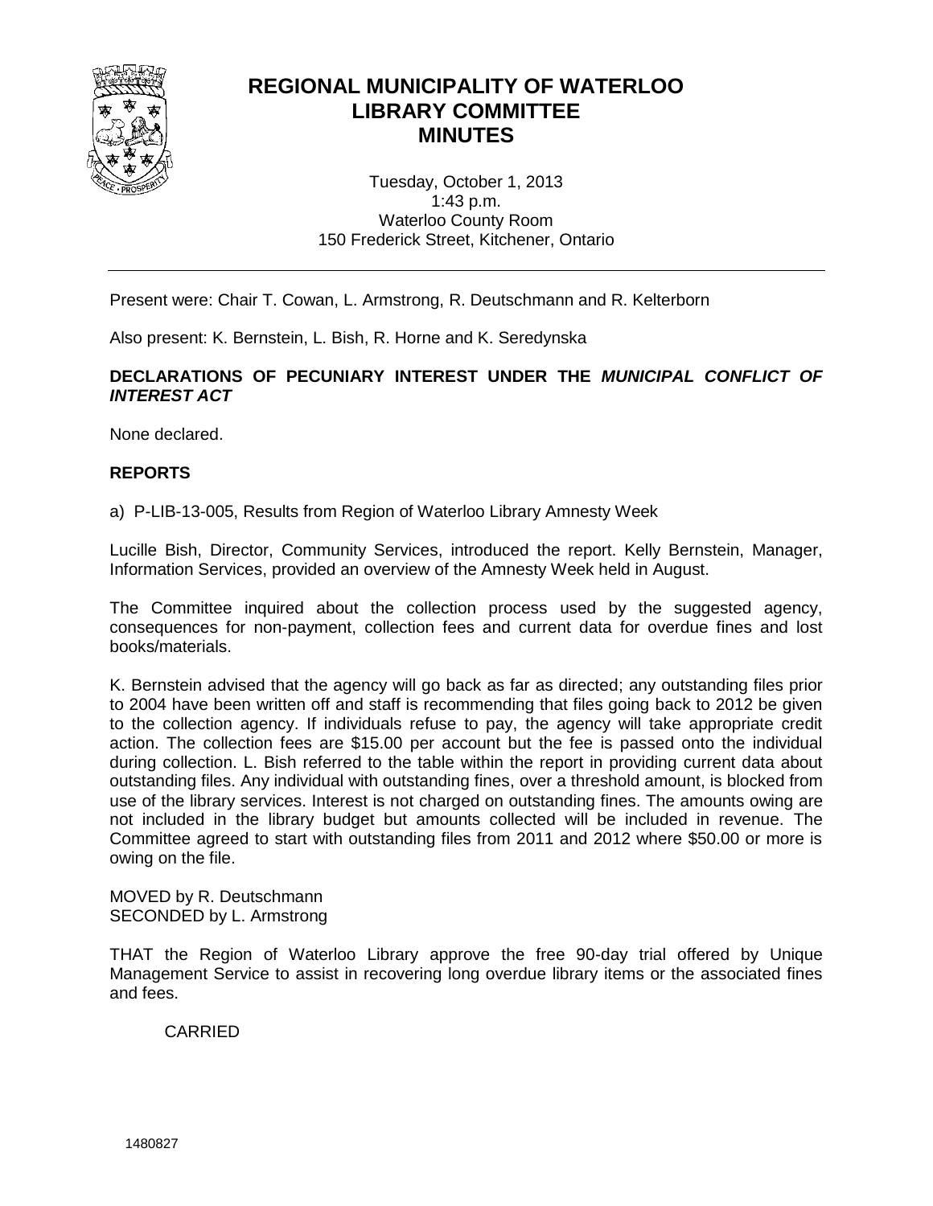# REGIONAL MUNICIPALITY OF WATERLOO
# LIBRARY COMMITTEE
# MINUTES

Tuesday, October 1, 2013
1:43 p.m.
Waterloo County Room
150 Frederick Street, Kitchener, Ontario

---

Present were: Chair T. Cowan, L. Armstrong, R. Deutschmann and R. Kelterborn

Also present: K. Bernstein, L. Bish, R. Horne and K. Seredynska

**DECLARATIONS OF PECUNIARY INTEREST UNDER THE *MUNICIPAL CONFLICT OF INTEREST ACT***

None declared.

**REPORTS**

a) P-LIB-13-005, Results from Region of Waterloo Library Amnesty Week

Lucille Bish, Director, Community Services, introduced the report. Kelly Bernstein, Manager, Information Services, provided an overview of the Amnesty Week held in August.

The Committee inquired about the collection process used by the suggested agency, consequences for non-payment, collection fees and current data for overdue fines and lost books/materials.

K. Bernstein advised that the agency will go back as far as directed; any outstanding files prior to 2004 have been written off and staff is recommending that files going back to 2012 be given to the collection agency. If individuals refuse to pay, the agency will take appropriate credit action. The collection fees are $15.00 per account but the fee is passed onto the individual during collection. L. Bish referred to the table within the report in providing current data about outstanding files. Any individual with outstanding fines, over a threshold amount, is blocked from use of the library services. Interest is not charged on outstanding fines. The amounts owing are not included in the library budget but amounts collected will be included in revenue. The Committee agreed to start with outstanding files from 2011 and 2012 where $50.00 or more is owing on the file.

MOVED by R. Deutschmann
SECONDED by L. Armstrong

THAT the Region of Waterloo Library approve the free 90-day trial offered by Unique Management Service to assist in recovering long overdue library items or the associated fines and fees.

CARRIED

1480827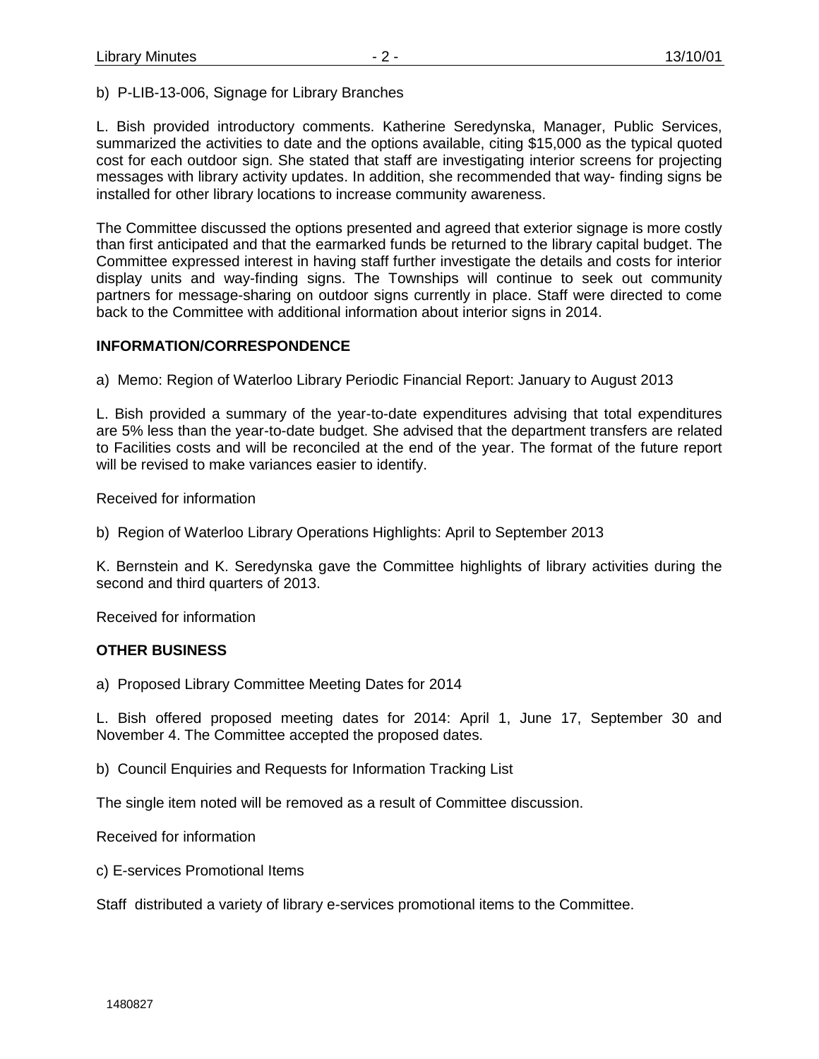b) P-LIB-13-006, Signage for Library Branches

L. Bish provided introductory comments. Katherine Seredynska, Manager, Public Services, summarized the activities to date and the options available, citing $15,000 as the typical quoted cost for each outdoor sign. She stated that staff are investigating interior screens for projecting messages with library activity updates. In addition, she recommended that way- finding signs be installed for other library locations to increase community awareness.

The Committee discussed the options presented and agreed that exterior signage is more costly than first anticipated and that the earmarked funds be returned to the library capital budget. The Committee expressed interest in having staff further investigate the details and costs for interior display units and way-finding signs. The Townships will continue to seek out community partners for message-sharing on outdoor signs currently in place. Staff were directed to come back to the Committee with additional information about interior signs in 2014.

## INFORMATION/CORRESPONDENCE

a) Memo: Region of Waterloo Library Periodic Financial Report: January to August 2013

L. Bish provided a summary of the year-to-date expenditures advising that total expenditures are 5% less than the year-to-date budget. She advised that the department transfers are related to Facilities costs and will be reconciled at the end of the year. The format of the future report will be revised to make variances easier to identify.

Received for information

b) Region of Waterloo Library Operations Highlights: April to September 2013

K. Bernstein and K. Seredynska gave the Committee highlights of library activities during the second and third quarters of 2013.

Received for information

## OTHER BUSINESS

a) Proposed Library Committee Meeting Dates for 2014

L. Bish offered proposed meeting dates for 2014: April 1, June 17, September 30 and November 4. The Committee accepted the proposed dates.

b) Council Enquiries and Requests for Information Tracking List

The single item noted will be removed as a result of Committee discussion.

Received for information

c) E-services Promotional Items

Staff distributed a variety of library e-services promotional items to the Committee.

1480827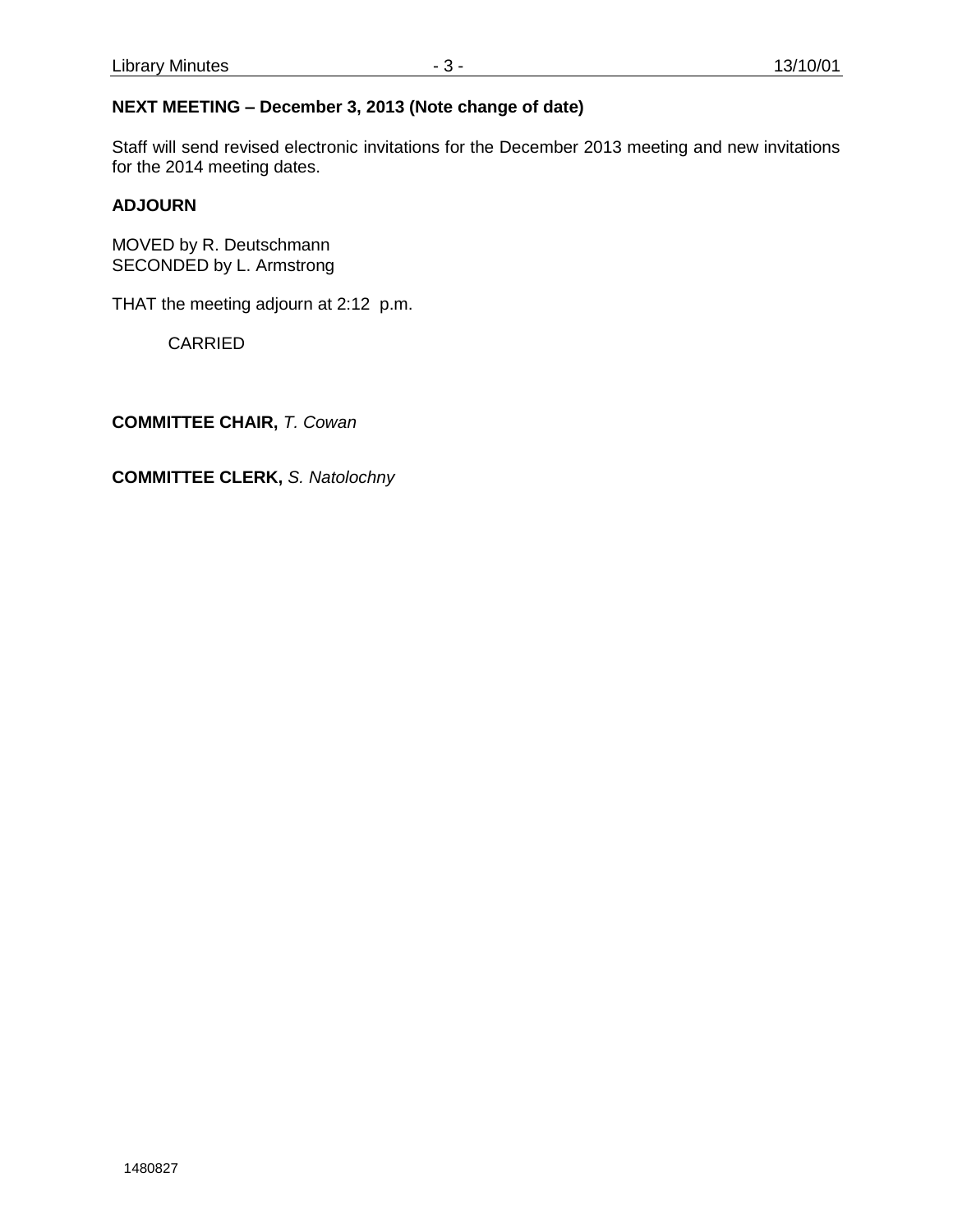**NEXT MEETING – December 3, 2013 (Note change of date)**

Staff will send revised electronic invitations for the December 2013 meeting and new invitations for the 2014 meeting dates.

**ADJOURN**

MOVED by R. Deutschmann
SECONDED by L. Armstrong

THAT the meeting adjourn at 2:12 p.m.

CARRIED

**COMMITTEE CHAIR,** *T. Cowan*

**COMMITTEE CLERK,** *S. Natolochny*

1480827